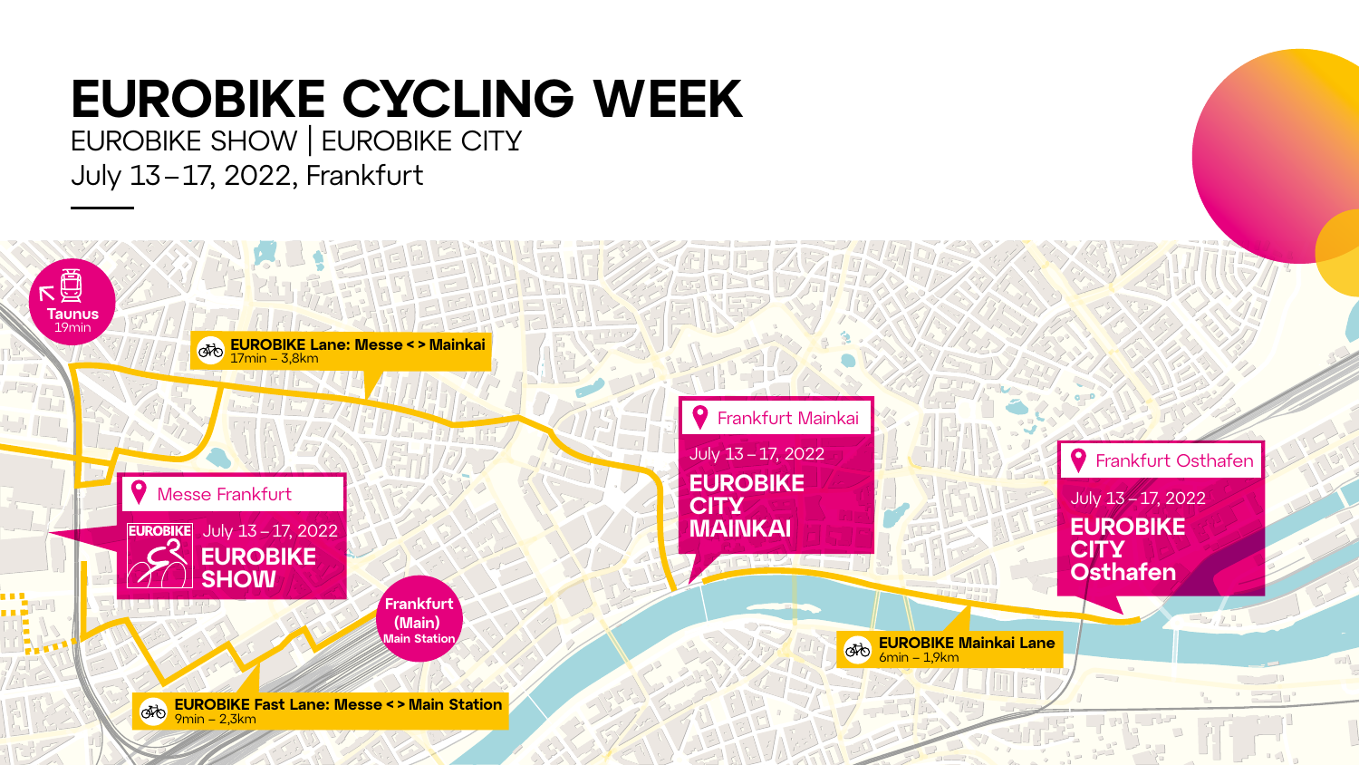# EUROBIKE CYCLING WEEK

EUROBIKE SHOW | EUROBIKE CITY

July 13 – 17, 2022, Frankfurt

Taunus
19min

EUROBIKE Lane: Messe < > Mainkai
17min – 3,8km

Messe Frankfurt
July 13 – 17, 2022
**EUROBIKE SHOW**

Frankfurt Mainkai
July 13 – 17, 2022
**EUROBIKE CITY MAINKAI**

Frankfurt Osthafen
July 13 – 17, 2022
**EUROBIKE CITY Osthafen**

Frankfurt (Main)
Main Station

EUROBIKE Fast Lane: Messe < > Main Station
9min – 2,3km

EUROBIKE Mainkai Lane
6min – 1,9km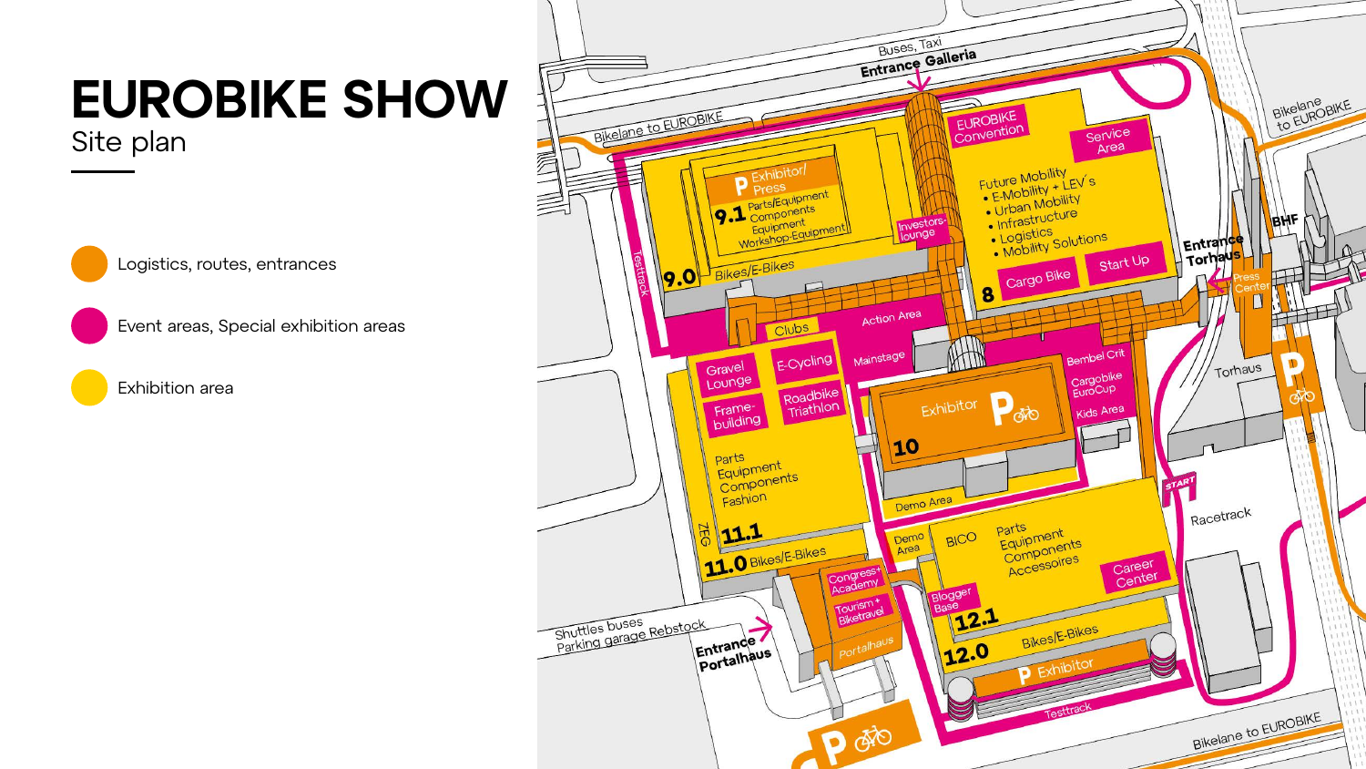# EUROBIKE SHOW

Site plan

- Logistics, routes, entrances
- Event areas, Special exhibition areas
- Exhibition area

Buses, Taxi
**Entrance Galleria**

Bikelane to EUROBIKE

Bikelane to EUROBIKE

EUROBIKE Convention

Service Area

Future Mobility
- E-Mobility + LEV´s
- Urban Mobility
- Infrastructure
- Logistics
- Mobility Solutions

**8** Cargo Bike

Start Up

**Entrance Torhaus**

BHF

Press Center

P Exhibitor/ Press

**9.1** Parts/Equipment Components Equipment Workshop-Equipment

Investors-lounge

Testtrack

**9.0** Bikes/E-Bikes

Clubs

Action Area

Mainstage

Gravel Lounge

E-Cycling

Frame-building

Roadbike Triathlon

Parts Equipment Components Fashion

ZEG **11.1**

**11.0** Bikes/E-Bikes

Exhibitor P

**10**

Bembel Crit

Cargobike EuroCup

Kids Area

Demo Area

Torhaus

P

START

Racetrack

Demo Area

BICO

Parts Equipment Components Accessoires

Career Center

Blogger Base

**12.1**

**12.0** Bikes/E-Bikes

P Exhibitor

Testtrack

Congress+ Academy

Tourism + Biketravel

Portalhaus

Shuttles buses Parking garage Rebstock

**Entrance Portalhaus**

P

Bikelane to EUROBIKE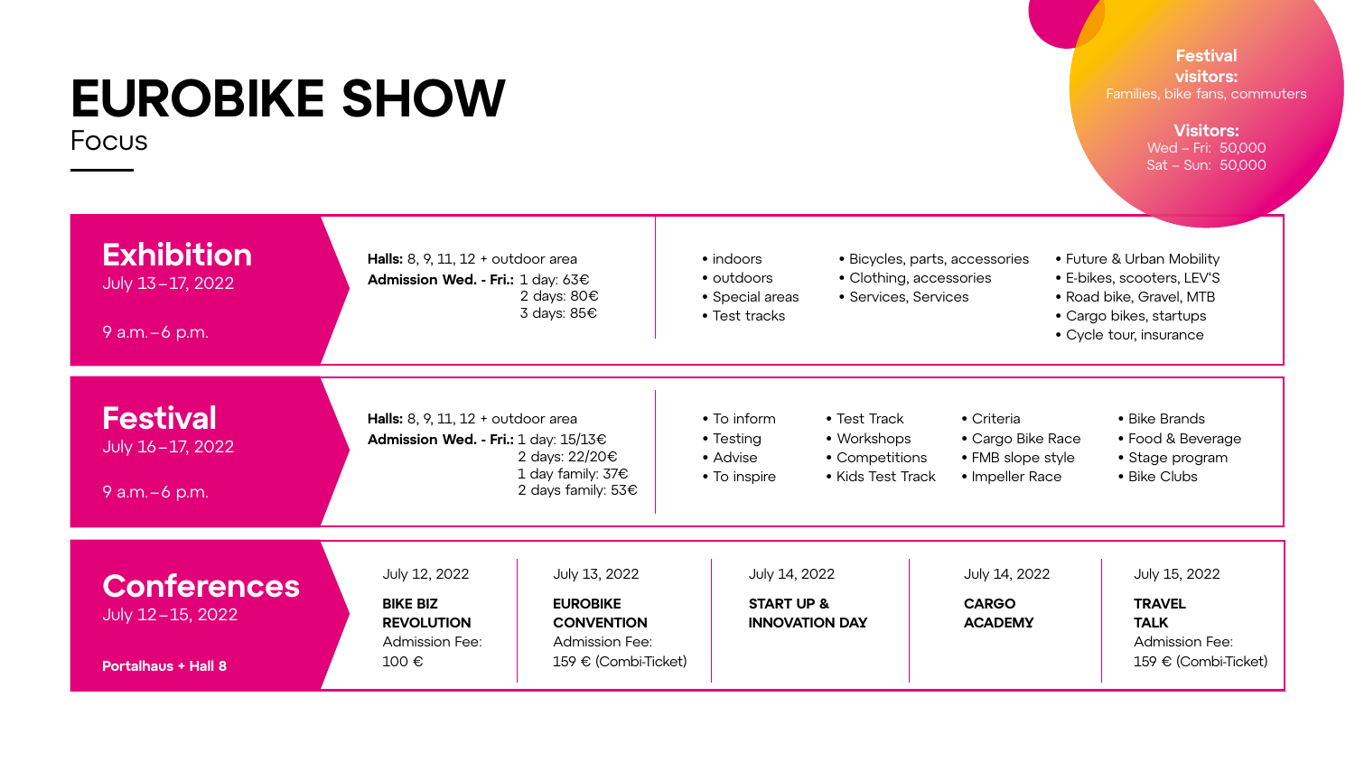# EUROBIKE SHOW

Focus

**Festival visitors:**
Families, bike fans, commuters

**Visitors:**
Wed – Fri: 50,000
Sat – Sun: 50,000

## Exhibition

July 13 – 17, 2022

9 a.m. – 6 p.m.

**Halls:** 8, 9, 11, 12 + outdoor area
**Admission Wed. - Fri.:** 1 day: 63€
2 days: 80€
3 days: 85€

- indoors
- outdoors
- Special areas
- Test tracks

- Bicycles, parts, accessories
- Clothing, accessories
- Services, Services

- Future & Urban Mobility
- E-bikes, scooters, LEV'S
- Road bike, Gravel, MTB
- Cargo bikes, startups
- Cycle tour, insurance

## Festival

July 16 – 17, 2022

9 a.m. – 6 p.m.

**Halls:** 8, 9, 11, 12 + outdoor area
**Admission Wed. - Fri.:** 1 day: 15/13€
2 days: 22/20€
1 day family: 37€
2 days family: 53€

- To inform
- Testing
- Advise
- To inspire

- Test Track
- Workshops
- Competitions
- Kids Test Track

- Criteria
- Cargo Bike Race
- FMB slope style
- Impeller Race

- Bike Brands
- Food & Beverage
- Stage program
- Bike Clubs

## Conferences

July 12 – 15, 2022

**Portalhaus + Hall 8**

| July 12, 2022 | July 13, 2022 | July 14, 2022 | July 14, 2022 | July 15, 2022 |
|---|---|---|---|---|
| **BIKE BIZ REVOLUTION** | **EUROBIKE CONVENTION** | **START UP & INNOVATION DAY** | **CARGO ACADEMY** | **TRAVEL TALK** |
| Admission Fee: 100 € | Admission Fee: 159 € (Combi-Ticket) | | | Admission Fee: 159 € (Combi-Ticket) |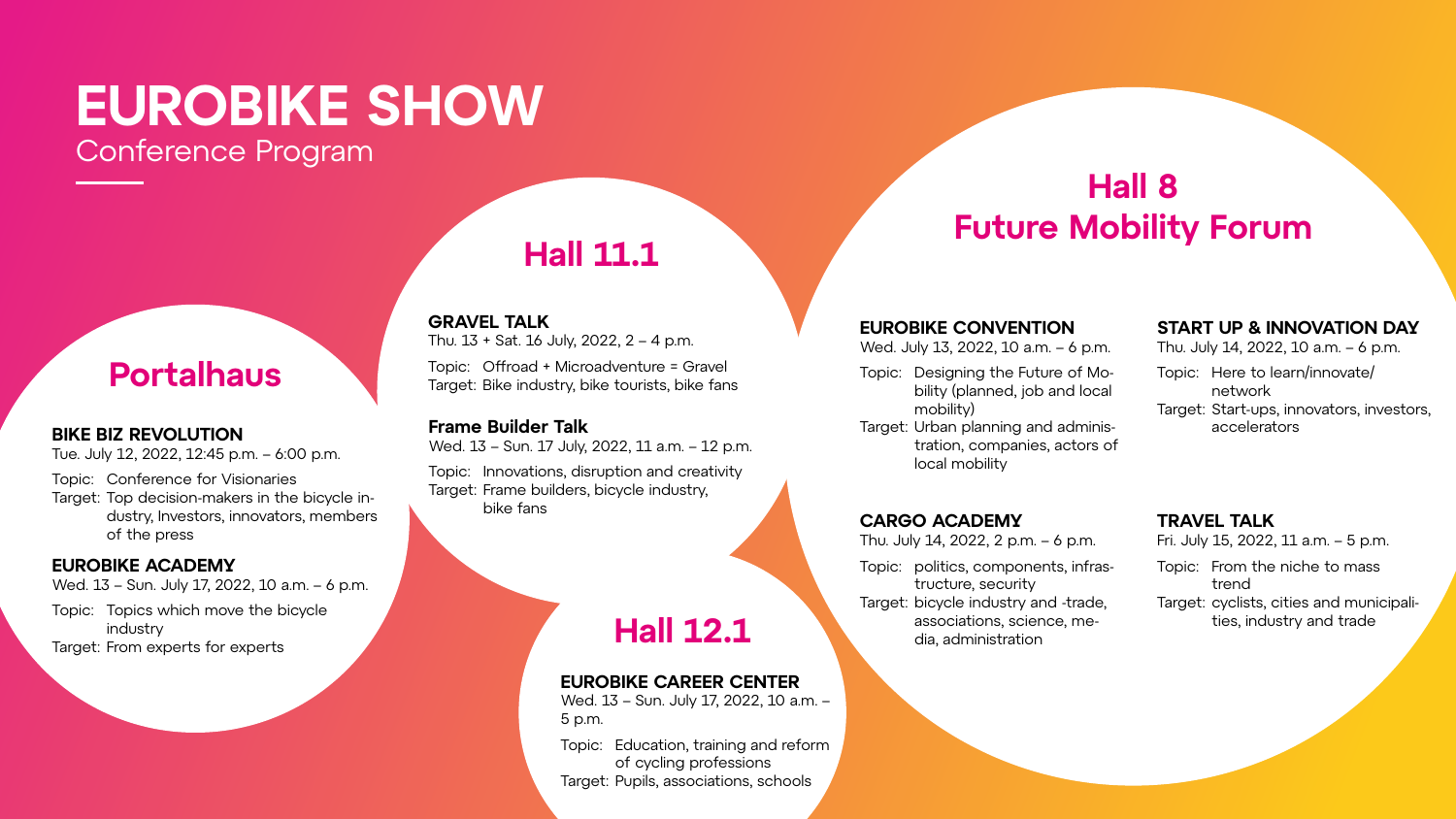# EUROBIKE SHOW

Conference Program

## Portalhaus

### BIKE BIZ REVOLUTION

Tue. July 12, 2022, 12:45 p.m. – 6:00 p.m.

Topic: Conference for Visionaries
Target: Top decision-makers in the bicycle industry, Investors, innovators, members of the press

### EUROBIKE ACADEMY

Wed. 13 – Sun. July 17, 2022, 10 a.m. – 6 p.m.

Topic: Topics which move the bicycle industry
Target: From experts for experts

## Hall 11.1

### GRAVEL TALK

Thu. 13 + Sat. 16 July, 2022, 2 – 4 p.m.

Topic: Offroad + Microadventure = Gravel
Target: Bike industry, bike tourists, bike fans

### Frame Builder Talk

Wed. 13 – Sun. 17 July, 2022, 11 a.m. – 12 p.m.

Topic: Innovations, disruption and creativity
Target: Frame builders, bicycle industry, bike fans

## Hall 12.1

### EUROBIKE CAREER CENTER

Wed. 13 – Sun. July 17, 2022, 10 a.m. – 5 p.m.

Topic: Education, training and reform of cycling professions
Target: Pupils, associations, schools

## Hall 8 Future Mobility Forum

### EUROBIKE CONVENTION

Wed. July 13, 2022, 10 a.m. – 6 p.m.

Topic: Designing the Future of Mobility (planned, job and local mobility)
Target: Urban planning and administration, companies, actors of local mobility

### START UP & INNOVATION DAY

Thu. July 14, 2022, 10 a.m. – 6 p.m.

Topic: Here to learn/innovate/network
Target: Start-ups, innovators, investors, accelerators

### CARGO ACADEMY

Thu. July 14, 2022, 2 p.m. – 6 p.m.

Topic: politics, components, infrastructure, security
Target: bicycle industry and -trade, associations, science, media, administration

### TRAVEL TALK

Fri. July 15, 2022, 11 a.m. – 5 p.m.

Topic: From the niche to mass trend
Target: cyclists, cities and municipalities, industry and trade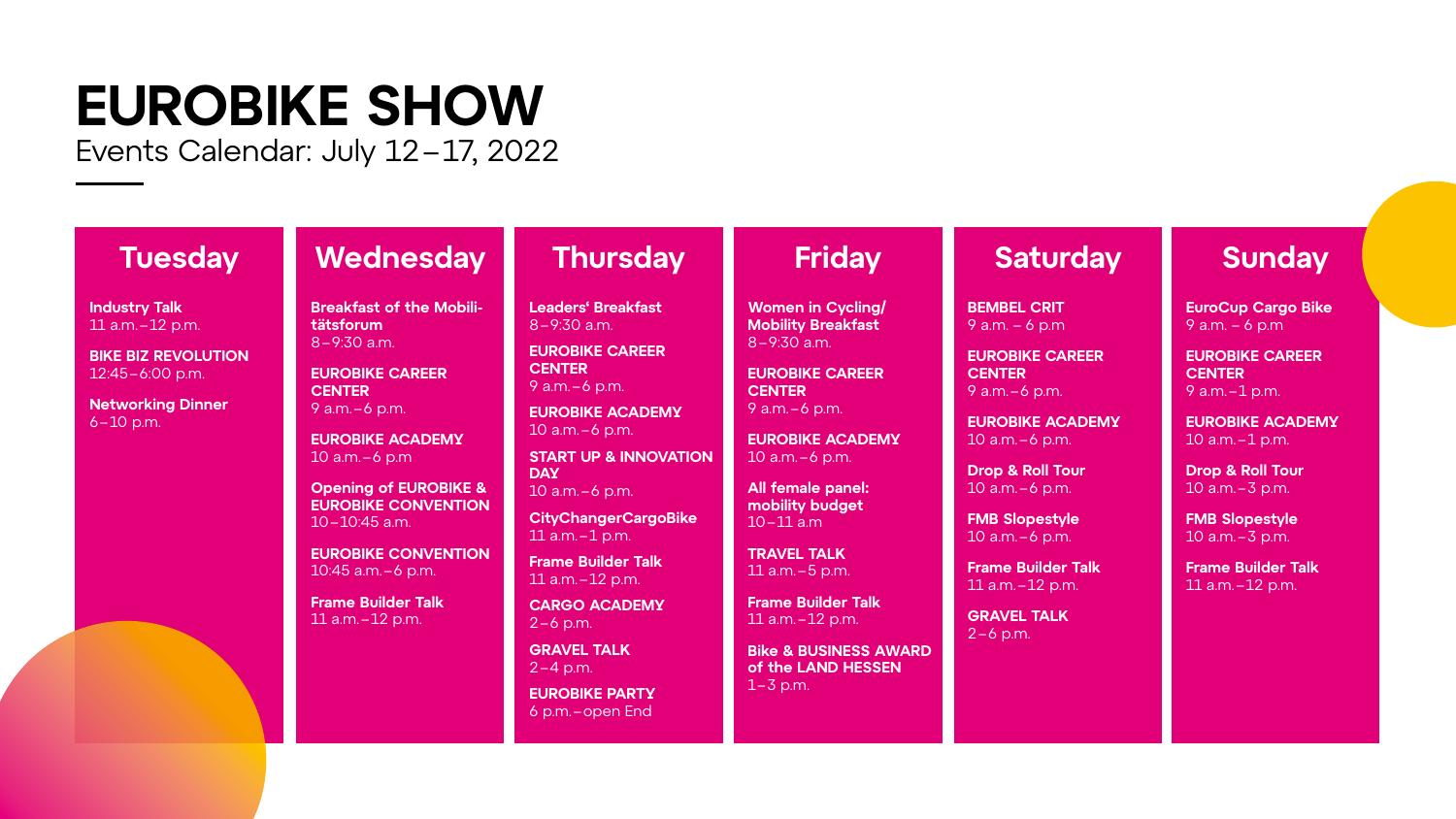# EUROBIKE SHOW

Events Calendar: July 12–17, 2022

## Tuesday

**Industry Talk**
11 a.m.–12 p.m.

**BIKE BIZ REVOLUTION**
12:45–6:00 p.m.

**Networking Dinner**
6–10 p.m.

## Wednesday

**Breakfast of the Mobilitätsforum**
8–9:30 a.m.

**EUROBIKE CAREER CENTER**
9 a.m.–6 p.m.

**EUROBIKE ACADEMY**
10 a.m.–6 p.m

**Opening of EUROBIKE & EUROBIKE CONVENTION**
10–10:45 a.m.

**EUROBIKE CONVENTION**
10:45 a.m.–6 p.m.

**Frame Builder Talk**
11 a.m.–12 p.m.

## Thursday

**Leaders' Breakfast**
8–9:30 a.m.

**EUROBIKE CAREER CENTER**
9 a.m.–6 p.m.

**EUROBIKE ACADEMY**
10 a.m.–6 p.m.

**START UP & INNOVATION DAY**
10 a.m.–6 p.m.

**CityChangerCargoBike**
11 a.m.–1 p.m.

**Frame Builder Talk**
11 a.m.–12 p.m.

**CARGO ACADEMY**
2–6 p.m.

**GRAVEL TALK**
2–4 p.m.

**EUROBIKE PARTY**
6 p.m.–open End

## Friday

**Women in Cycling/ Mobility Breakfast**
8–9:30 a.m.

**EUROBIKE CAREER CENTER**
9 a.m.–6 p.m.

**EUROBIKE ACADEMY**
10 a.m.–6 p.m.

**All female panel: mobility budget**
10–11 a.m

**TRAVEL TALK**
11 a.m.–5 p.m.

**Frame Builder Talk**
11 a.m.–12 p.m.

**Bike & BUSINESS AWARD of the LAND HESSEN**
1–3 p.m.

## Saturday

**BEMBEL CRIT**
9 a.m. – 6 p.m

**EUROBIKE CAREER CENTER**
9 a.m.–6 p.m.

**EUROBIKE ACADEMY**
10 a.m.–6 p.m.

**Drop & Roll Tour**
10 a.m.–6 p.m.

**FMB Slopestyle**
10 a.m.–6 p.m.

**Frame Builder Talk**
11 a.m.–12 p.m.

**GRAVEL TALK**
2–6 p.m.

## Sunday

**EuroCup Cargo Bike**
9 a.m. – 6 p.m

**EUROBIKE CAREER CENTER**
9 a.m.–1 p.m.

**EUROBIKE ACADEMY**
10 a.m.–1 p.m.

**Drop & Roll Tour**
10 a.m.–3 p.m.

**FMB Slopestyle**
10 a.m.–3 p.m.

**Frame Builder Talk**
11 a.m.–12 p.m.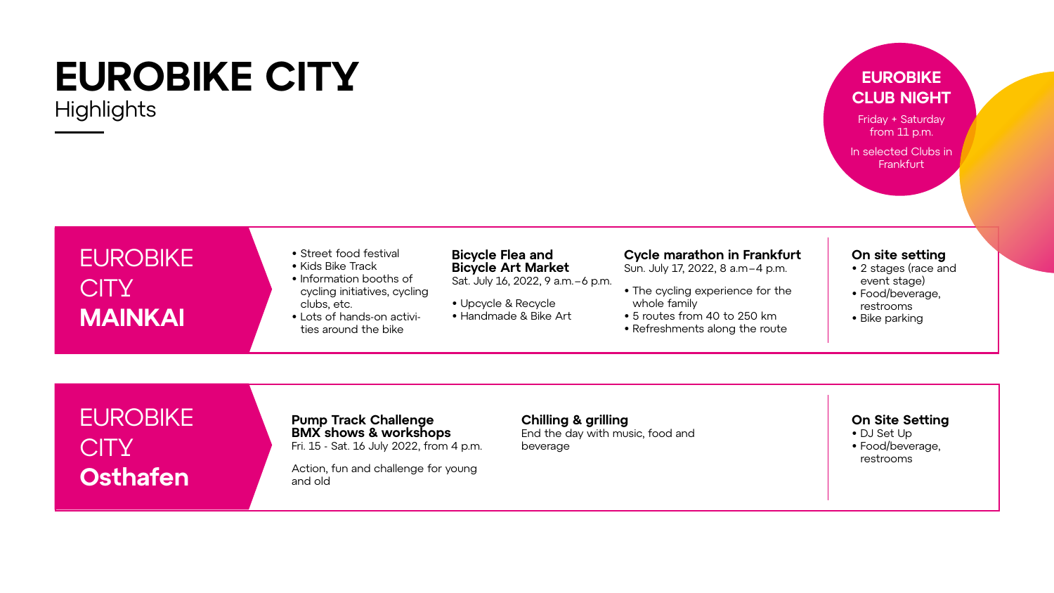# EUROBIKE CITY

Highlights

## EUROBIKE CLUB NIGHT

Friday + Saturday from 11 p.m.

In selected Clubs in Frankfurt

## EUROBIKE CITY MAINKAI

- Street food festival
- Kids Bike Track
- Information booths of cycling initiatives, cycling clubs, etc.
- Lots of hands-on activities around the bike

**Bicycle Flea and Bicycle Art Market**
Sat. July 16, 2022, 9 a.m.–6 p.m.

- Upcycle & Recycle
- Handmade & Bike Art

**Cycle marathon in Frankfurt**
Sun. July 17, 2022, 8 a.m–4 p.m.

- The cycling experience for the whole family
- 5 routes from 40 to 250 km
- Refreshments along the route

**On site setting**

- 2 stages (race and event stage)
- Food/beverage, restrooms
- Bike parking

## EUROBIKE CITY Osthafen

**Pump Track Challenge**
**BMX shows & workshops**
Fri. 15 - Sat. 16 July 2022, from 4 p.m.

Action, fun and challenge for young and old

**Chilling & grilling**
End the day with music, food and beverage

**On Site Setting**

- DJ Set Up
- Food/beverage, restrooms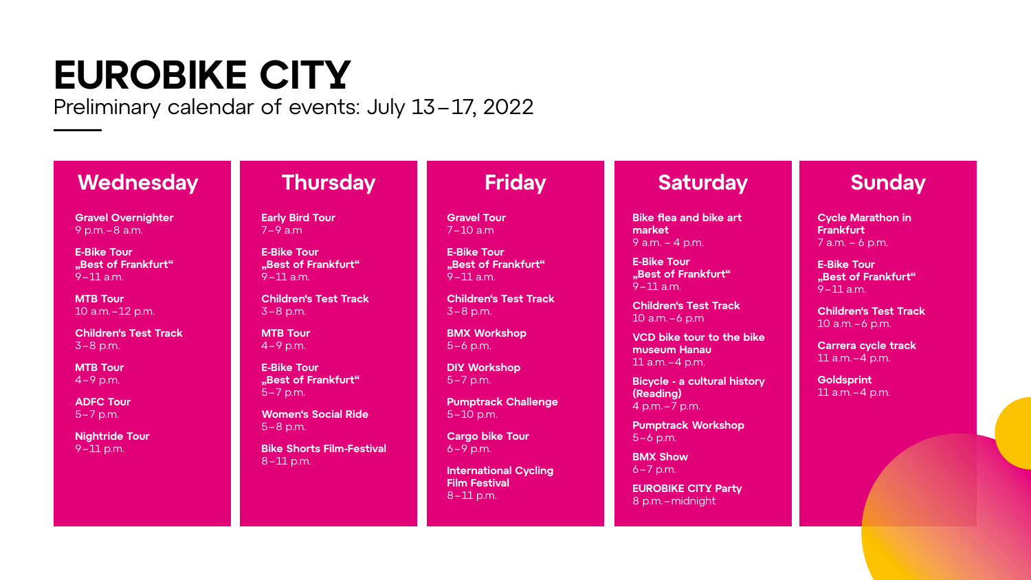# EUROBIKE CITY

Preliminary calendar of events: July 13–17, 2022

## Wednesday

**Gravel Overnighter**
9 p.m.–8 a.m.

**E-Bike Tour „Best of Frankfurt“**
9–11 a.m.

**MTB Tour**
10 a.m.–12 p.m.

**Children's Test Track**
3–8 p.m.

**MTB Tour**
4–9 p.m.

**ADFC Tour**
5–7 p.m.

**Nightride Tour**
9–11 p.m.

## Thursday

**Early Bird Tour**
7–9 a.m

**E-Bike Tour „Best of Frankfurt“**
9–11 a.m.

**Children's Test Track**
3–8 p.m.

**MTB Tour**
4–9 p.m.

**E-Bike Tour „Best of Frankfurt“**
5–7 p.m.

**Women's Social Ride**
5–8 p.m.

**Bike Shorts Film-Festival**
8–11 p.m.

## Friday

**Gravel Tour**
7–10 a.m

**E-Bike Tour „Best of Frankfurt“**
9–11 a.m.

**Children's Test Track**
3–8 p.m.

**BMX Workshop**
5–6 p.m.

**DIY Workshop**
5–7 p.m.

**Pumptrack Challenge**
5–10 p.m.

**Cargo bike Tour**
6–9 p.m.

**International Cycling Film Festival**
8–11 p.m.

## Saturday

**Bike flea and bike art market**
9 a.m. – 4 p.m.

**E-Bike Tour „Best of Frankfurt“**
9–11 a.m.

**Children's Test Track**
10 a.m.–6 p.m

**VCD bike tour to the bike museum Hanau**
11 a.m.–4 p.m.

**Bicycle - a cultural history (Reading)**
4 p.m.–7 p.m.

**Pumptrack Workshop**
5–6 p.m.

**BMX Show**
6–7 p.m.

**EUROBIKE CITY Party**
8 p.m.–midnight

## Sunday

**Cycle Marathon in Frankfurt**
7 a.m. – 6 p.m.

**E-Bike Tour „Best of Frankfurt“**
9–11 a.m.

**Children's Test Track**
10 a.m.–6 p.m.

**Carrera cycle track**
11 a.m.–4 p.m.

**Goldsprint**
11 a.m.–4 p.m.